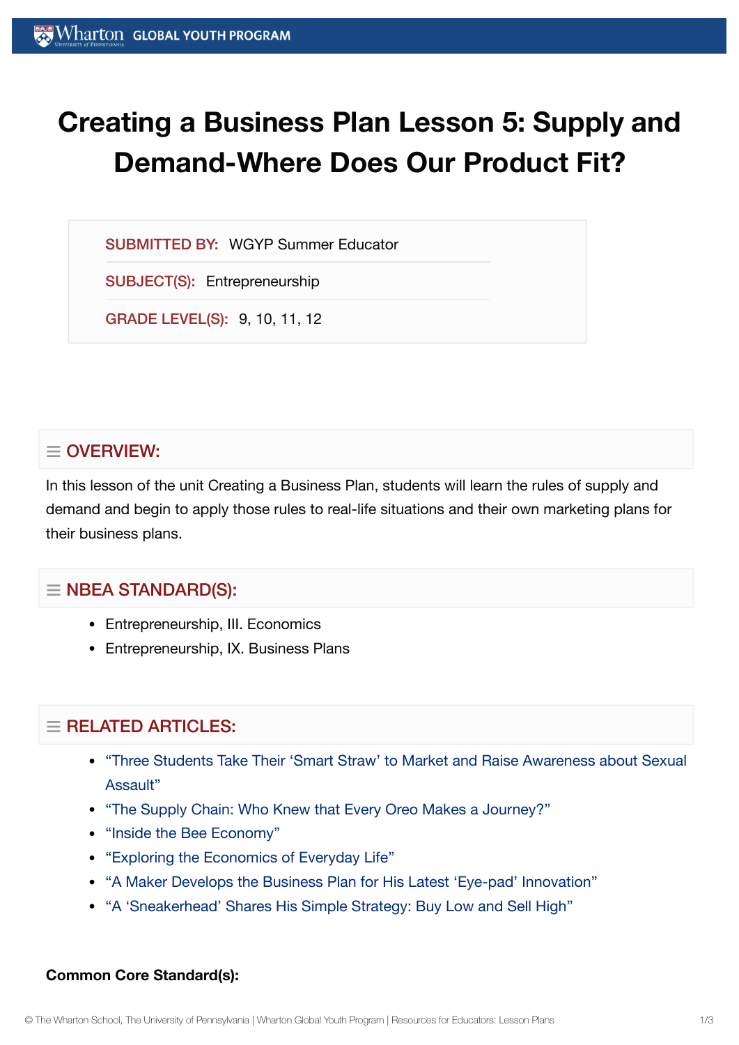# Creating a Business Plan Lesson 5: Supply and Demand-Where Does Our Product Fit?

**SUBMITTED BY:** WGYP Summer Educator

**SUBJECT(S):** Entrepreneurship

**GRADE LEVEL(S):** 9, 10, 11, 12

## OVERVIEW:

In this lesson of the unit Creating a Business Plan, students will learn the rules of supply and demand and begin to apply those rules to real-life situations and their own marketing plans for their business plans.

## NBEA STANDARD(S):

- Entrepreneurship, III. Economics
- Entrepreneurship, IX. Business Plans

## RELATED ARTICLES:

- "Three Students Take Their 'Smart Straw' to Market and Raise Awareness about Sexual Assault"
- "The Supply Chain: Who Knew that Every Oreo Makes a Journey?"
- "Inside the Bee Economy"
- "Exploring the Economics of Everyday Life"
- "A Maker Develops the Business Plan for His Latest 'Eye-pad' Innovation"
- "A 'Sneakerhead' Shares His Simple Strategy: Buy Low and Sell High"

**Common Core Standard(s):**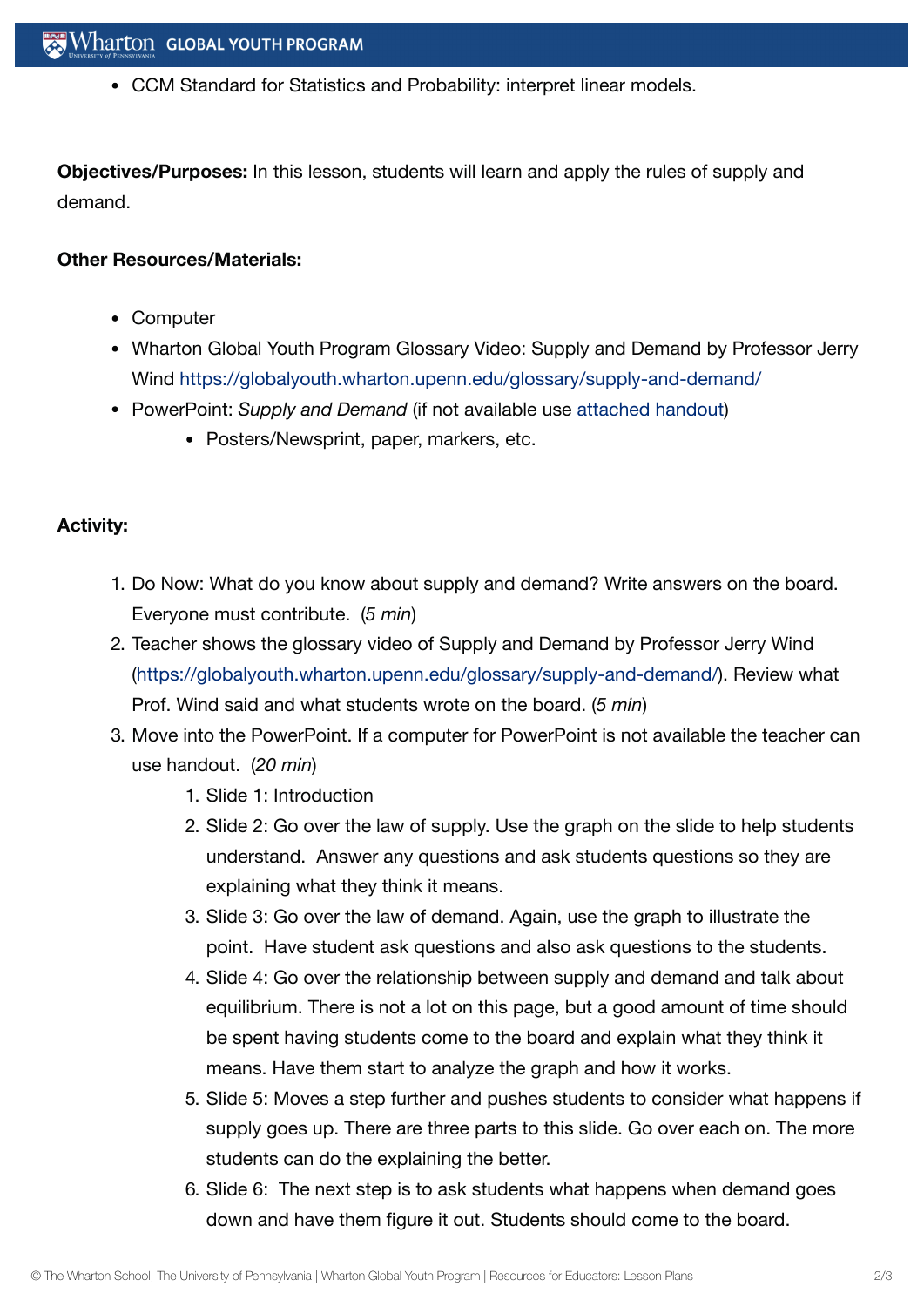- CCM Standard for Statistics and Probability: interpret linear models.

**Objectives/Purposes:** In this lesson, students will learn and apply the rules of supply and demand.

**Other Resources/Materials:**

- Computer
- Wharton Global Youth Program Glossary Video: Supply and Demand by Professor Jerry Wind https://globalyouth.wharton.upenn.edu/glossary/supply-and-demand/
- PowerPoint: *Supply and Demand* (if not available use attached handout)
    - Posters/Newsprint, paper, markers, etc.

**Activity:**

1. Do Now: What do you know about supply and demand? Write answers on the board. Everyone must contribute. (*5 min*)
2. Teacher shows the glossary video of Supply and Demand by Professor Jerry Wind (https://globalyouth.wharton.upenn.edu/glossary/supply-and-demand/). Review what Prof. Wind said and what students wrote on the board. (*5 min*)
3. Move into the PowerPoint. If a computer for PowerPoint is not available the teacher can use handout. (*20 min*)
    1. Slide 1: Introduction
    2. Slide 2: Go over the law of supply. Use the graph on the slide to help students understand. Answer any questions and ask students questions so they are explaining what they think it means.
    3. Slide 3: Go over the law of demand. Again, use the graph to illustrate the point. Have student ask questions and also ask questions to the students.
    4. Slide 4: Go over the relationship between supply and demand and talk about equilibrium. There is not a lot on this page, but a good amount of time should be spent having students come to the board and explain what they think it means. Have them start to analyze the graph and how it works.
    5. Slide 5: Moves a step further and pushes students to consider what happens if supply goes up. There are three parts to this slide. Go over each on. The more students can do the explaining the better.
    6. Slide 6: The next step is to ask students what happens when demand goes down and have them figure it out. Students should come to the board.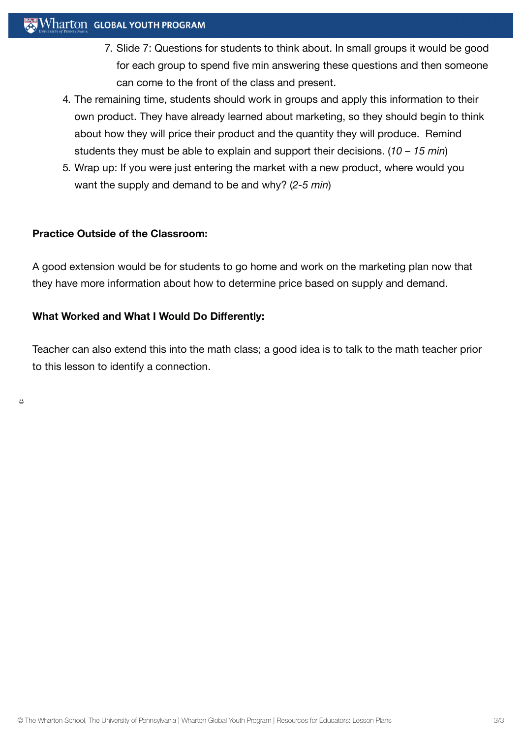7. Slide 7: Questions for students to think about. In small groups it would be good for each group to spend five min answering these questions and then someone can come to the front of the class and present.

4. The remaining time, students should work in groups and apply this information to their own product. They have already learned about marketing, so they should begin to think about how they will price their product and the quantity they will produce.  Remind students they must be able to explain and support their decisions. (*10 – 15 min*)
5. Wrap up: If you were just entering the market with a new product, where would you want the supply and demand to be and why? (*2-5 min*)

**Practice Outside of the Classroom:**

A good extension would be for students to go home and work on the marketing plan now that they have more information about how to determine price based on supply and demand.

**What Worked and What I Would Do Differently:**

Teacher can also extend this into the math class; a good idea is to talk to the math teacher prior to this lesson to identify a connection.